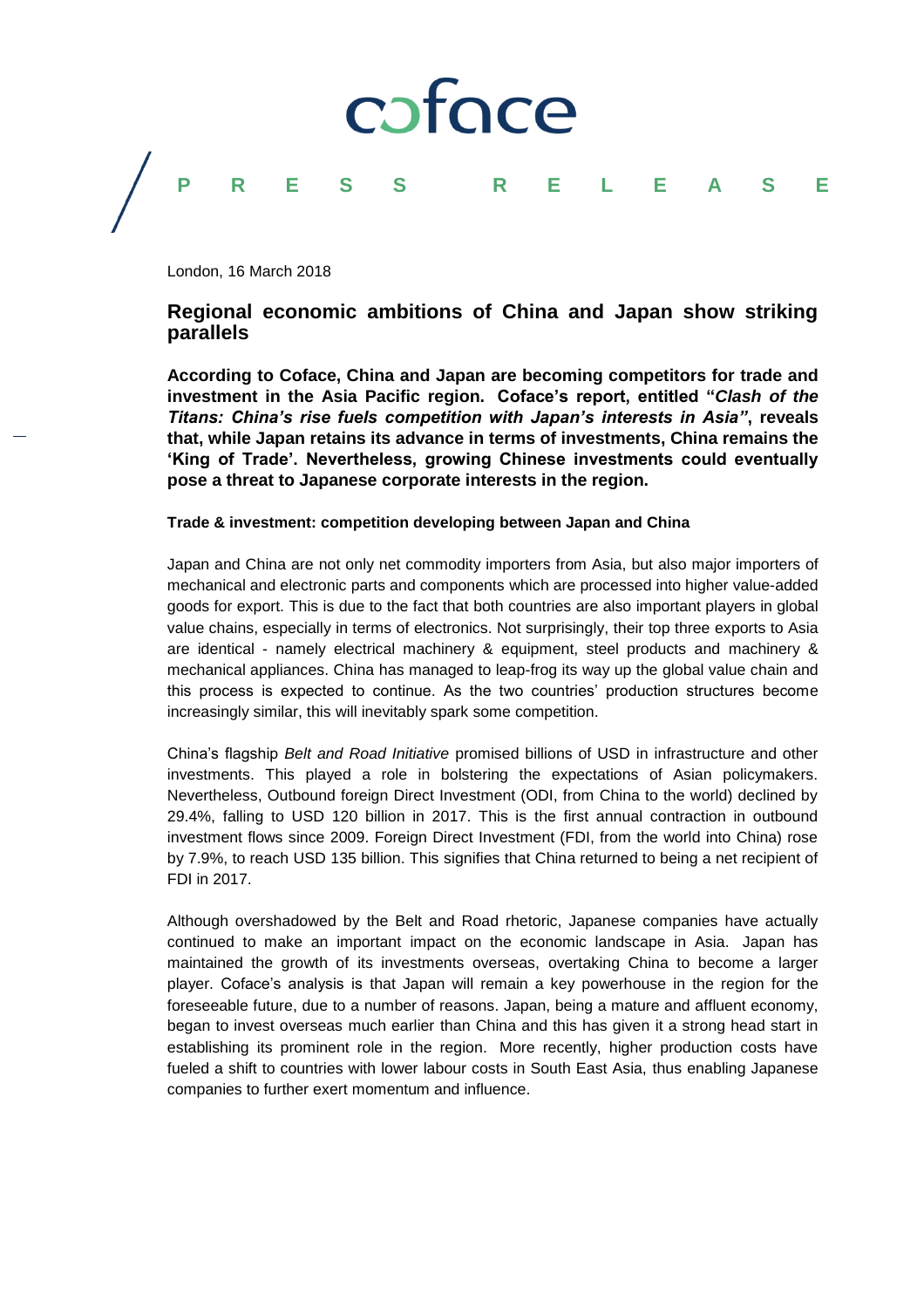coface

PRESS RELEASE

London, 16 March 2018

## Regional economic ambitions of China and Japan show striking parallels

**According to Coface, China and Japan are becoming competitors for trade and investment in the Asia Pacific region. Coface's report, entitled "*Clash of the Titans: China's rise fuels competition with Japan's interests in Asia*", reveals that, while Japan retains its advance in terms of investments, China remains the 'King of Trade'. Nevertheless, growing Chinese investments could eventually pose a threat to Japanese corporate interests in the region.**

### Trade & investment: competition developing between Japan and China

Japan and China are not only net commodity importers from Asia, but also major importers of mechanical and electronic parts and components which are processed into higher value-added goods for export. This is due to the fact that both countries are also important players in global value chains, especially in terms of electronics. Not surprisingly, their top three exports to Asia are identical - namely electrical machinery & equipment, steel products and machinery & mechanical appliances. China has managed to leap-frog its way up the global value chain and this process is expected to continue. As the two countries' production structures become increasingly similar, this will inevitably spark some competition.

China's flagship *Belt and Road Initiative* promised billions of USD in infrastructure and other investments. This played a role in bolstering the expectations of Asian policymakers. Nevertheless, Outbound foreign Direct Investment (ODI, from China to the world) declined by 29.4%, falling to USD 120 billion in 2017. This is the first annual contraction in outbound investment flows since 2009. Foreign Direct Investment (FDI, from the world into China) rose by 7.9%, to reach USD 135 billion. This signifies that China returned to being a net recipient of FDI in 2017.

Although overshadowed by the Belt and Road rhetoric, Japanese companies have actually continued to make an important impact on the economic landscape in Asia. Japan has maintained the growth of its investments overseas, overtaking China to become a larger player. Coface's analysis is that Japan will remain a key powerhouse in the region for the foreseeable future, due to a number of reasons. Japan, being a mature and affluent economy, began to invest overseas much earlier than China and this has given it a strong head start in establishing its prominent role in the region. More recently, higher production costs have fueled a shift to countries with lower labour costs in South East Asia, thus enabling Japanese companies to further exert momentum and influence.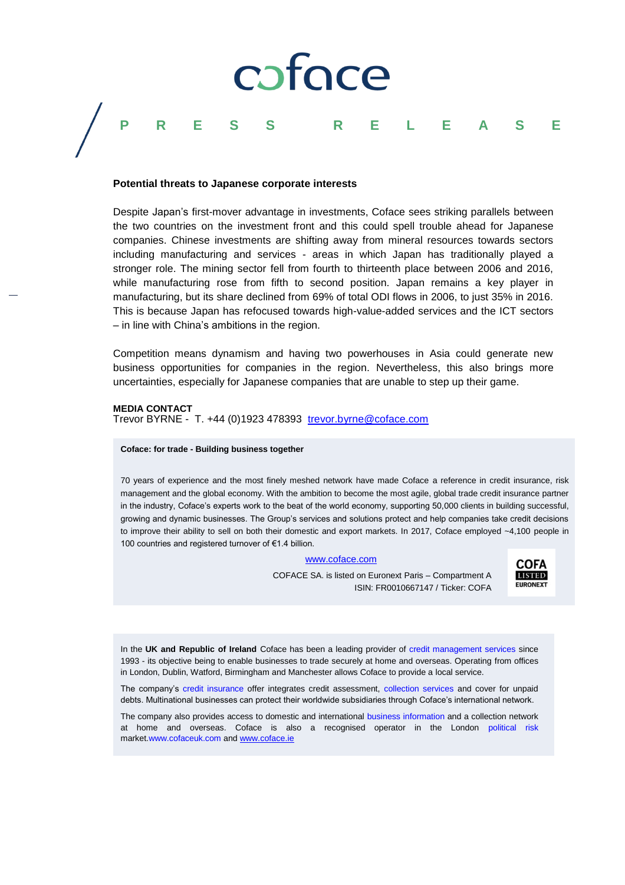**Potential threats to Japanese corporate interests**

Despite Japan's first-mover advantage in investments, Coface sees striking parallels between the two countries on the investment front and this could spell trouble ahead for Japanese companies. Chinese investments are shifting away from mineral resources towards sectors including manufacturing and services - areas in which Japan has traditionally played a stronger role. The mining sector fell from fourth to thirteenth place between 2006 and 2016, while manufacturing rose from fifth to second position. Japan remains a key player in manufacturing, but its share declined from 69% of total ODI flows in 2006, to just 35% in 2016. This is because Japan has refocused towards high-value-added services and the ICT sectors – in line with China's ambitions in the region.

Competition means dynamism and having two powerhouses in Asia could generate new business opportunities for companies in the region. Nevertheless, this also brings more uncertainties, especially for Japanese companies that are unable to step up their game.

**MEDIA CONTACT**
Trevor BYRNE - T. +44 (0)1923 478393 trevor.byrne@coface.com

**Coface: for trade - Building business together**

70 years of experience and the most finely meshed network have made Coface a reference in credit insurance, risk management and the global economy. With the ambition to become the most agile, global trade credit insurance partner in the industry, Coface's experts work to the beat of the world economy, supporting 50,000 clients in building successful, growing and dynamic businesses. The Group's services and solutions protect and help companies take credit decisions to improve their ability to sell on both their domestic and export markets. In 2017, Coface employed ~4,100 people in 100 countries and registered turnover of €1.4 billion.

www.coface.com

COFACE SA. is listed on Euronext Paris – Compartment A
ISIN: FR0010667147 / Ticker: COFA

In the **UK and Republic of Ireland** Coface has been a leading provider of credit management services since 1993 - its objective being to enable businesses to trade securely at home and overseas. Operating from offices in London, Dublin, Watford, Birmingham and Manchester allows Coface to provide a local service.

The company's credit insurance offer integrates credit assessment, collection services and cover for unpaid debts. Multinational businesses can protect their worldwide subsidiaries through Coface's international network.

The company also provides access to domestic and international business information and a collection network at home and overseas. Coface is also a recognised operator in the London political risk market.www.cofaceuk.com and www.coface.ie